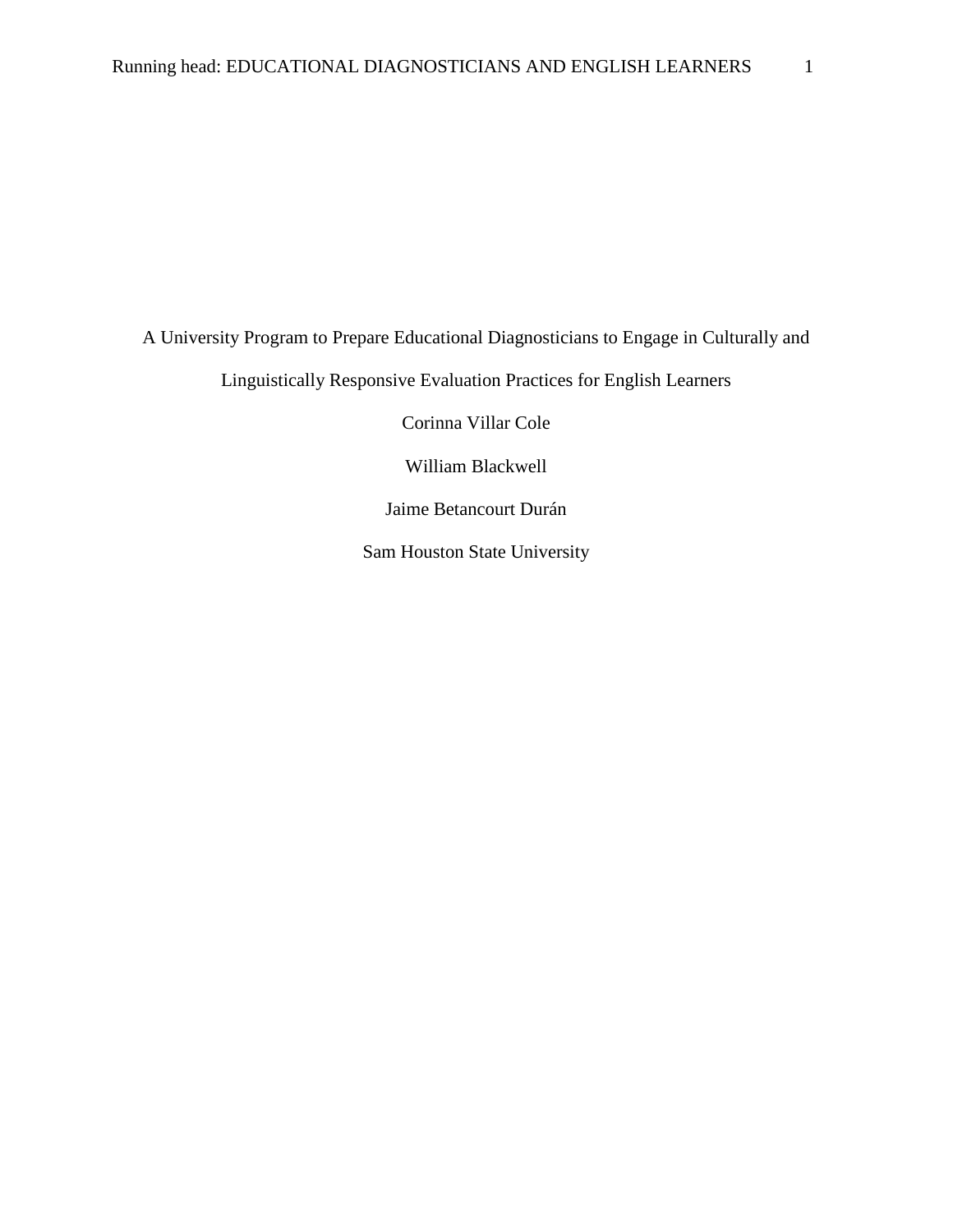# A University Program to Prepare Educational Diagnosticians to Engage in Culturally and Linguistically Responsive Evaluation Practices for English Learners

Corinna Villar Cole

William Blackwell

Jaime Betancourt Durán

Sam Houston State University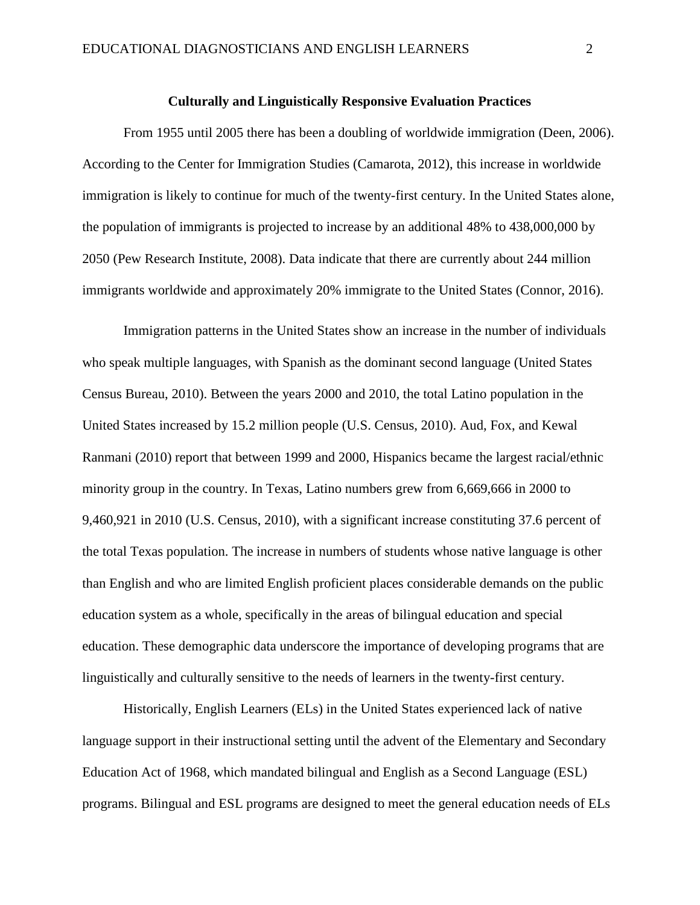## Culturally and Linguistically Responsive Evaluation Practices

From 1955 until 2005 there has been a doubling of worldwide immigration (Deen, 2006). According to the Center for Immigration Studies (Camarota, 2012), this increase in worldwide immigration is likely to continue for much of the twenty-first century. In the United States alone, the population of immigrants is projected to increase by an additional 48% to 438,000,000 by 2050 (Pew Research Institute, 2008). Data indicate that there are currently about 244 million immigrants worldwide and approximately 20% immigrate to the United States (Connor, 2016).

Immigration patterns in the United States show an increase in the number of individuals who speak multiple languages, with Spanish as the dominant second language (United States Census Bureau, 2010). Between the years 2000 and 2010, the total Latino population in the United States increased by 15.2 million people (U.S. Census, 2010). Aud, Fox, and Kewal Ranmani (2010) report that between 1999 and 2000, Hispanics became the largest racial/ethnic minority group in the country. In Texas, Latino numbers grew from 6,669,666 in 2000 to 9,460,921 in 2010 (U.S. Census, 2010), with a significant increase constituting 37.6 percent of the total Texas population. The increase in numbers of students whose native language is other than English and who are limited English proficient places considerable demands on the public education system as a whole, specifically in the areas of bilingual education and special education. These demographic data underscore the importance of developing programs that are linguistically and culturally sensitive to the needs of learners in the twenty-first century.

Historically, English Learners (ELs) in the United States experienced lack of native language support in their instructional setting until the advent of the Elementary and Secondary Education Act of 1968, which mandated bilingual and English as a Second Language (ESL) programs. Bilingual and ESL programs are designed to meet the general education needs of ELs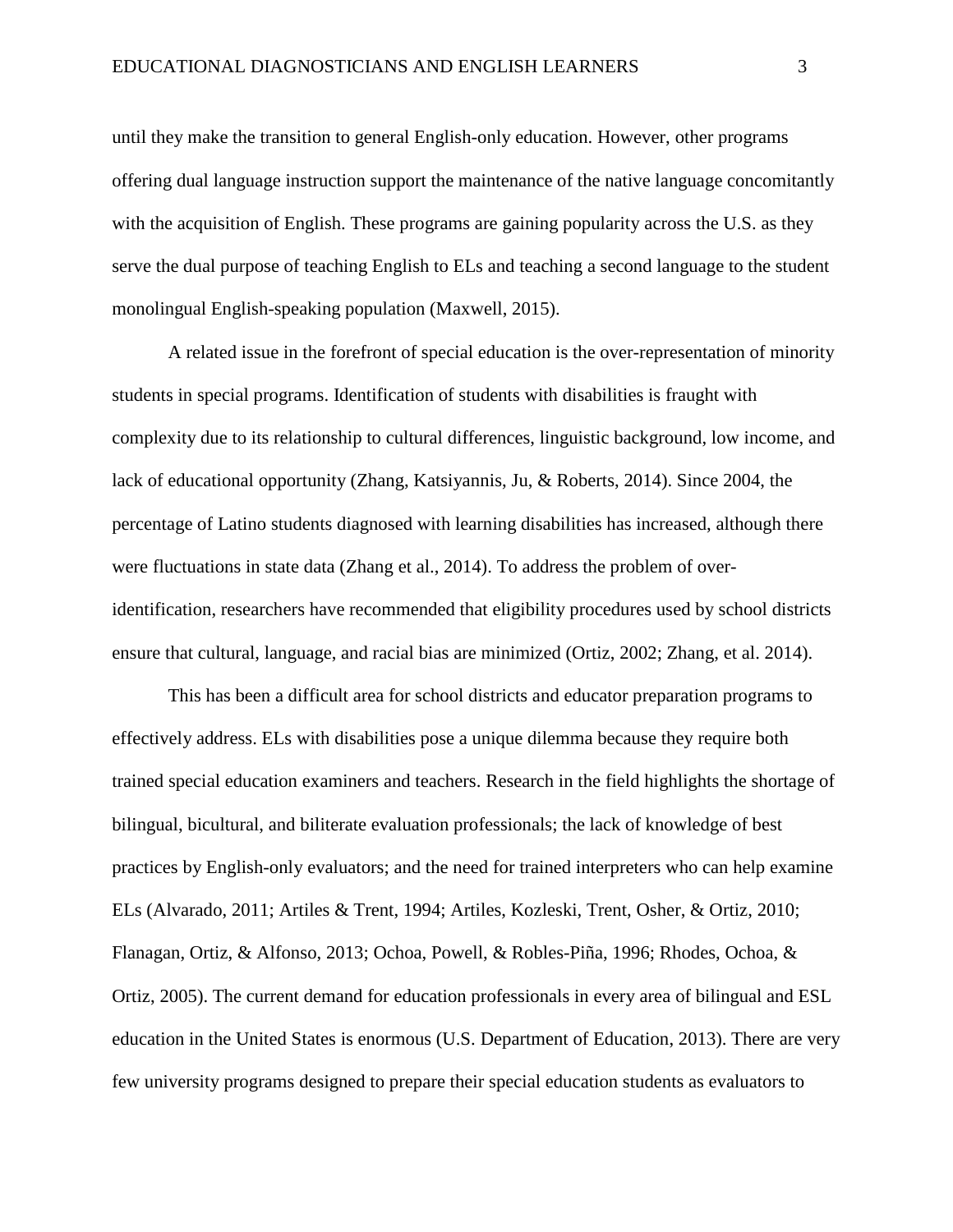until they make the transition to general English-only education. However, other programs offering dual language instruction support the maintenance of the native language concomitantly with the acquisition of English. These programs are gaining popularity across the U.S. as they serve the dual purpose of teaching English to ELs and teaching a second language to the student monolingual English-speaking population (Maxwell, 2015).

A related issue in the forefront of special education is the over-representation of minority students in special programs. Identification of students with disabilities is fraught with complexity due to its relationship to cultural differences, linguistic background, low income, and lack of educational opportunity (Zhang, Katsiyannis, Ju, & Roberts, 2014). Since 2004, the percentage of Latino students diagnosed with learning disabilities has increased, although there were fluctuations in state data (Zhang et al., 2014). To address the problem of over-identification, researchers have recommended that eligibility procedures used by school districts ensure that cultural, language, and racial bias are minimized (Ortiz, 2002; Zhang, et al. 2014).

This has been a difficult area for school districts and educator preparation programs to effectively address. ELs with disabilities pose a unique dilemma because they require both trained special education examiners and teachers. Research in the field highlights the shortage of bilingual, bicultural, and biliterate evaluation professionals; the lack of knowledge of best practices by English-only evaluators; and the need for trained interpreters who can help examine ELs (Alvarado, 2011; Artiles & Trent, 1994; Artiles, Kozleski, Trent, Osher, & Ortiz, 2010; Flanagan, Ortiz, & Alfonso, 2013; Ochoa, Powell, & Robles-Piña, 1996; Rhodes, Ochoa, & Ortiz, 2005). The current demand for education professionals in every area of bilingual and ESL education in the United States is enormous (U.S. Department of Education, 2013). There are very few university programs designed to prepare their special education students as evaluators to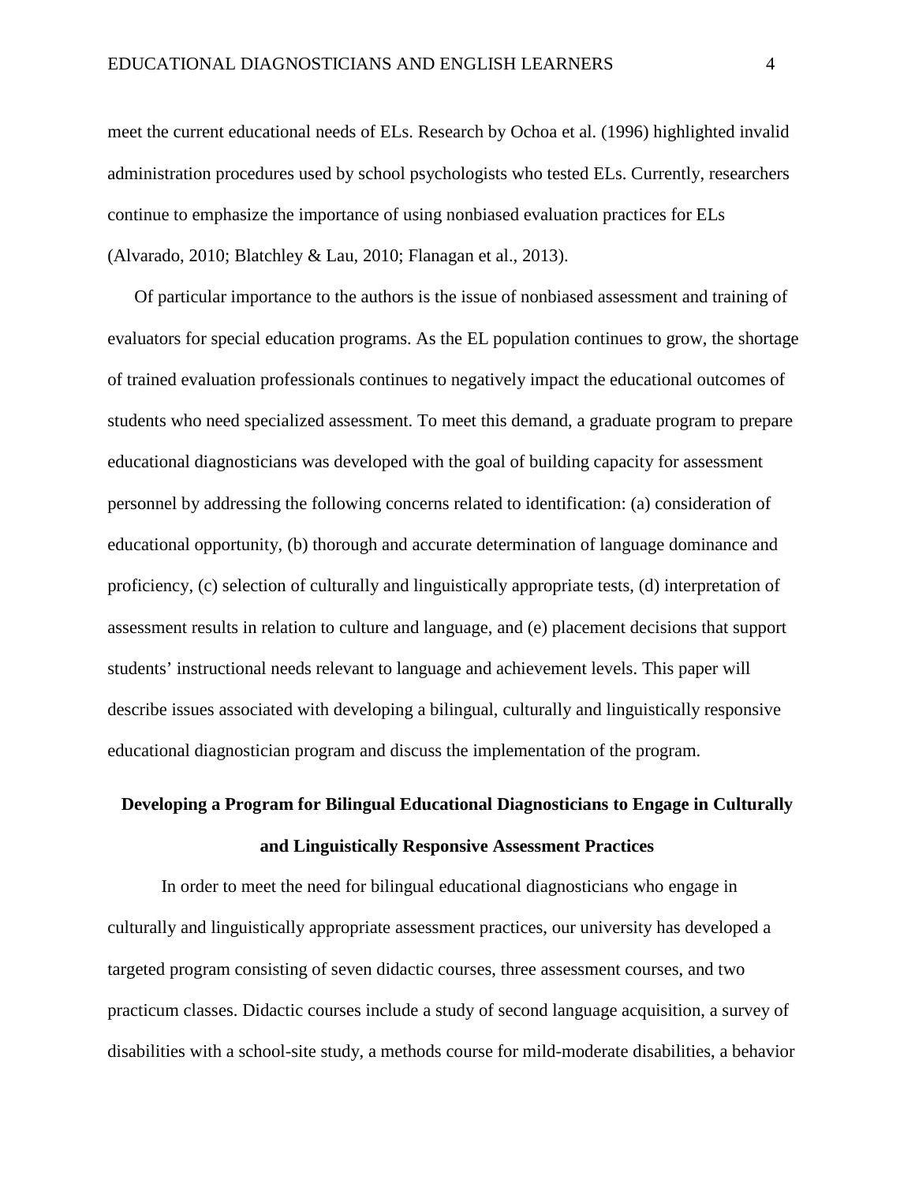meet the current educational needs of ELs. Research by Ochoa et al. (1996) highlighted invalid administration procedures used by school psychologists who tested ELs. Currently, researchers continue to emphasize the importance of using nonbiased evaluation practices for ELs (Alvarado, 2010; Blatchley & Lau, 2010; Flanagan et al., 2013).

Of particular importance to the authors is the issue of nonbiased assessment and training of evaluators for special education programs. As the EL population continues to grow, the shortage of trained evaluation professionals continues to negatively impact the educational outcomes of students who need specialized assessment. To meet this demand, a graduate program to prepare educational diagnosticians was developed with the goal of building capacity for assessment personnel by addressing the following concerns related to identification: (a) consideration of educational opportunity, (b) thorough and accurate determination of language dominance and proficiency, (c) selection of culturally and linguistically appropriate tests, (d) interpretation of assessment results in relation to culture and language, and (e) placement decisions that support students' instructional needs relevant to language and achievement levels. This paper will describe issues associated with developing a bilingual, culturally and linguistically responsive educational diagnostician program and discuss the implementation of the program.

## Developing a Program for Bilingual Educational Diagnosticians to Engage in Culturally and Linguistically Responsive Assessment Practices

In order to meet the need for bilingual educational diagnosticians who engage in culturally and linguistically appropriate assessment practices, our university has developed a targeted program consisting of seven didactic courses, three assessment courses, and two practicum classes. Didactic courses include a study of second language acquisition, a survey of disabilities with a school-site study, a methods course for mild-moderate disabilities, a behavior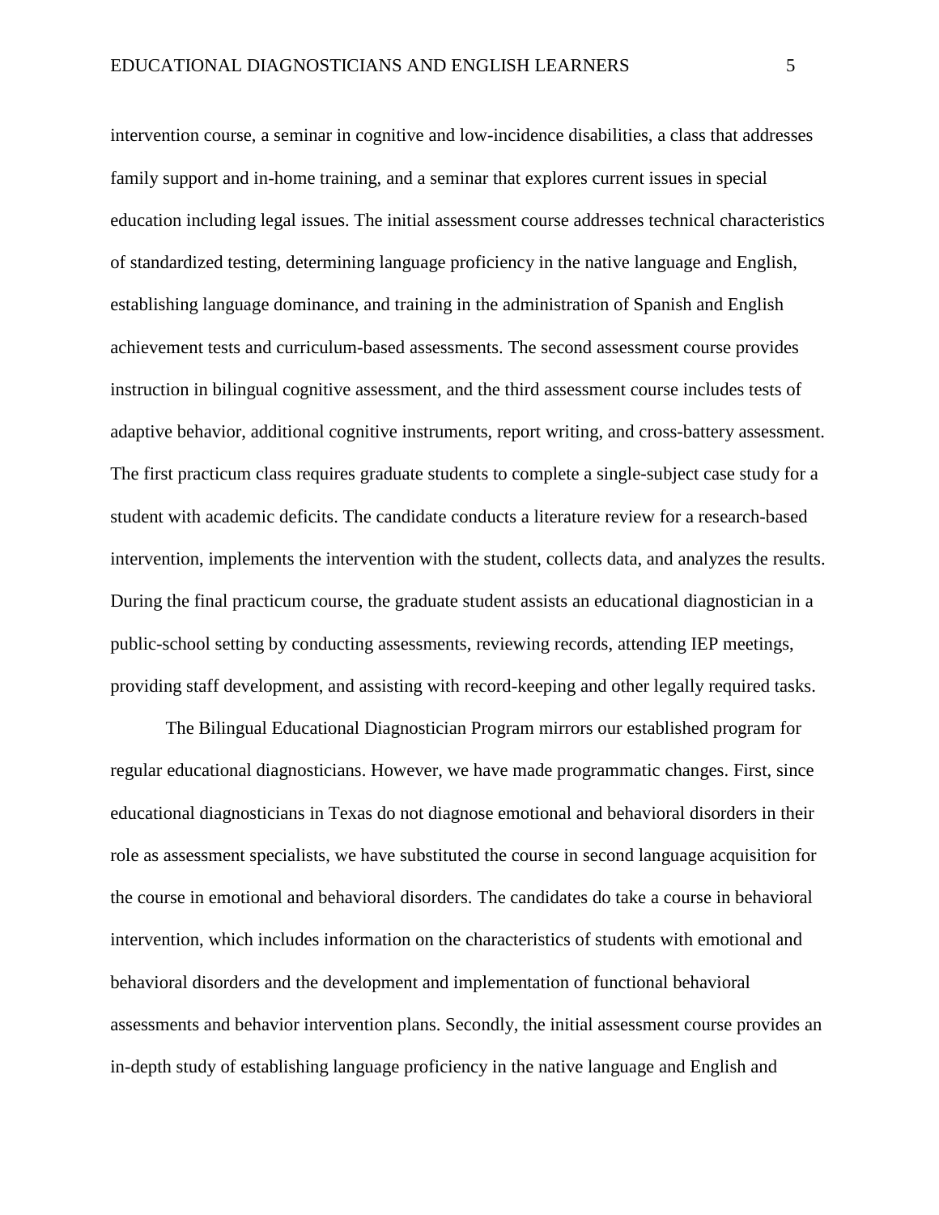intervention course, a seminar in cognitive and low-incidence disabilities, a class that addresses family support and in-home training, and a seminar that explores current issues in special education including legal issues. The initial assessment course addresses technical characteristics of standardized testing, determining language proficiency in the native language and English, establishing language dominance, and training in the administration of Spanish and English achievement tests and curriculum-based assessments. The second assessment course provides instruction in bilingual cognitive assessment, and the third assessment course includes tests of adaptive behavior, additional cognitive instruments, report writing, and cross-battery assessment. The first practicum class requires graduate students to complete a single-subject case study for a student with academic deficits. The candidate conducts a literature review for a research-based intervention, implements the intervention with the student, collects data, and analyzes the results. During the final practicum course, the graduate student assists an educational diagnostician in a public-school setting by conducting assessments, reviewing records, attending IEP meetings, providing staff development, and assisting with record-keeping and other legally required tasks.

The Bilingual Educational Diagnostician Program mirrors our established program for regular educational diagnosticians. However, we have made programmatic changes. First, since educational diagnosticians in Texas do not diagnose emotional and behavioral disorders in their role as assessment specialists, we have substituted the course in second language acquisition for the course in emotional and behavioral disorders. The candidates do take a course in behavioral intervention, which includes information on the characteristics of students with emotional and behavioral disorders and the development and implementation of functional behavioral assessments and behavior intervention plans. Secondly, the initial assessment course provides an in-depth study of establishing language proficiency in the native language and English and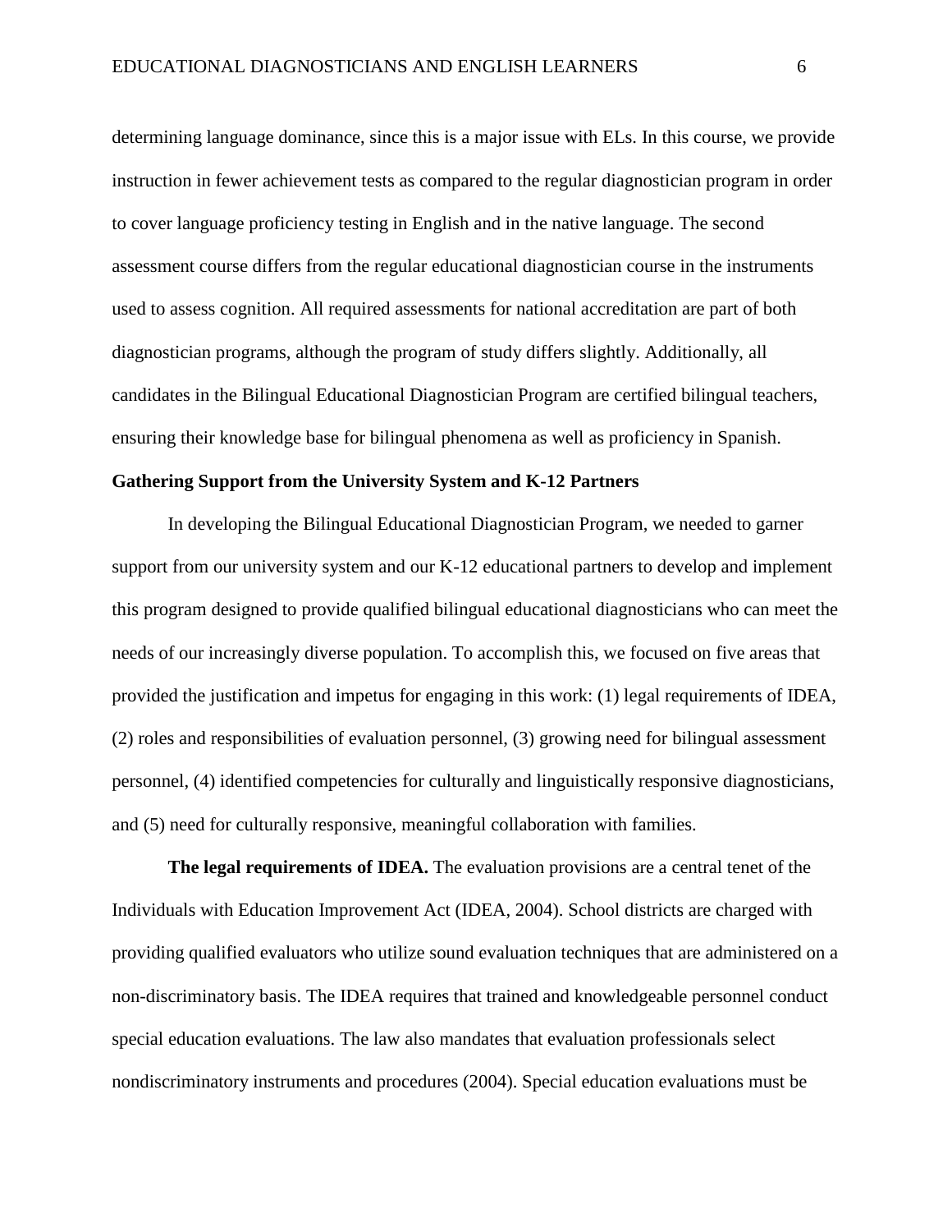determining language dominance, since this is a major issue with ELs. In this course, we provide instruction in fewer achievement tests as compared to the regular diagnostician program in order to cover language proficiency testing in English and in the native language. The second assessment course differs from the regular educational diagnostician course in the instruments used to assess cognition. All required assessments for national accreditation are part of both diagnostician programs, although the program of study differs slightly. Additionally, all candidates in the Bilingual Educational Diagnostician Program are certified bilingual teachers, ensuring their knowledge base for bilingual phenomena as well as proficiency in Spanish.

## Gathering Support from the University System and K-12 Partners

In developing the Bilingual Educational Diagnostician Program, we needed to garner support from our university system and our K-12 educational partners to develop and implement this program designed to provide qualified bilingual educational diagnosticians who can meet the needs of our increasingly diverse population. To accomplish this, we focused on five areas that provided the justification and impetus for engaging in this work: (1) legal requirements of IDEA, (2) roles and responsibilities of evaluation personnel, (3) growing need for bilingual assessment personnel, (4) identified competencies for culturally and linguistically responsive diagnosticians, and (5) need for culturally responsive, meaningful collaboration with families.

**The legal requirements of IDEA.** The evaluation provisions are a central tenet of the Individuals with Education Improvement Act (IDEA, 2004). School districts are charged with providing qualified evaluators who utilize sound evaluation techniques that are administered on a non-discriminatory basis. The IDEA requires that trained and knowledgeable personnel conduct special education evaluations. The law also mandates that evaluation professionals select nondiscriminatory instruments and procedures (2004). Special education evaluations must be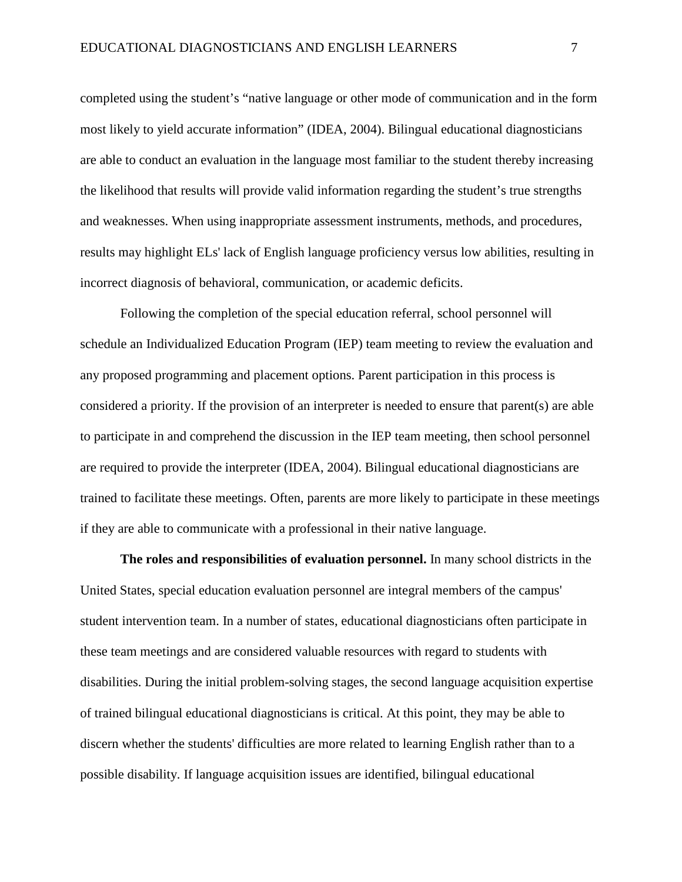completed using the student's "native language or other mode of communication and in the form most likely to yield accurate information" (IDEA, 2004). Bilingual educational diagnosticians are able to conduct an evaluation in the language most familiar to the student thereby increasing the likelihood that results will provide valid information regarding the student's true strengths and weaknesses. When using inappropriate assessment instruments, methods, and procedures, results may highlight ELs' lack of English language proficiency versus low abilities, resulting in incorrect diagnosis of behavioral, communication, or academic deficits.

Following the completion of the special education referral, school personnel will schedule an Individualized Education Program (IEP) team meeting to review the evaluation and any proposed programming and placement options. Parent participation in this process is considered a priority. If the provision of an interpreter is needed to ensure that parent(s) are able to participate in and comprehend the discussion in the IEP team meeting, then school personnel are required to provide the interpreter (IDEA, 2004). Bilingual educational diagnosticians are trained to facilitate these meetings. Often, parents are more likely to participate in these meetings if they are able to communicate with a professional in their native language.

**The roles and responsibilities of evaluation personnel.** In many school districts in the United States, special education evaluation personnel are integral members of the campus' student intervention team. In a number of states, educational diagnosticians often participate in these team meetings and are considered valuable resources with regard to students with disabilities. During the initial problem-solving stages, the second language acquisition expertise of trained bilingual educational diagnosticians is critical. At this point, they may be able to discern whether the students' difficulties are more related to learning English rather than to a possible disability. If language acquisition issues are identified, bilingual educational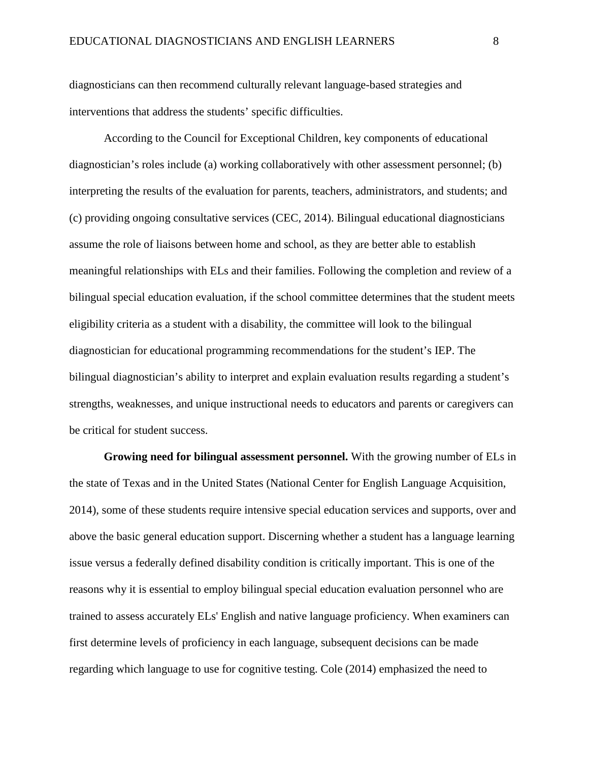diagnosticians can then recommend culturally relevant language-based strategies and interventions that address the students' specific difficulties.

According to the Council for Exceptional Children, key components of educational diagnostician's roles include (a) working collaboratively with other assessment personnel; (b) interpreting the results of the evaluation for parents, teachers, administrators, and students; and (c) providing ongoing consultative services (CEC, 2014). Bilingual educational diagnosticians assume the role of liaisons between home and school, as they are better able to establish meaningful relationships with ELs and their families. Following the completion and review of a bilingual special education evaluation, if the school committee determines that the student meets eligibility criteria as a student with a disability, the committee will look to the bilingual diagnostician for educational programming recommendations for the student's IEP. The bilingual diagnostician's ability to interpret and explain evaluation results regarding a student's strengths, weaknesses, and unique instructional needs to educators and parents or caregivers can be critical for student success.

**Growing need for bilingual assessment personnel.** With the growing number of ELs in the state of Texas and in the United States (National Center for English Language Acquisition, 2014), some of these students require intensive special education services and supports, over and above the basic general education support. Discerning whether a student has a language learning issue versus a federally defined disability condition is critically important. This is one of the reasons why it is essential to employ bilingual special education evaluation personnel who are trained to assess accurately ELs' English and native language proficiency. When examiners can first determine levels of proficiency in each language, subsequent decisions can be made regarding which language to use for cognitive testing. Cole (2014) emphasized the need to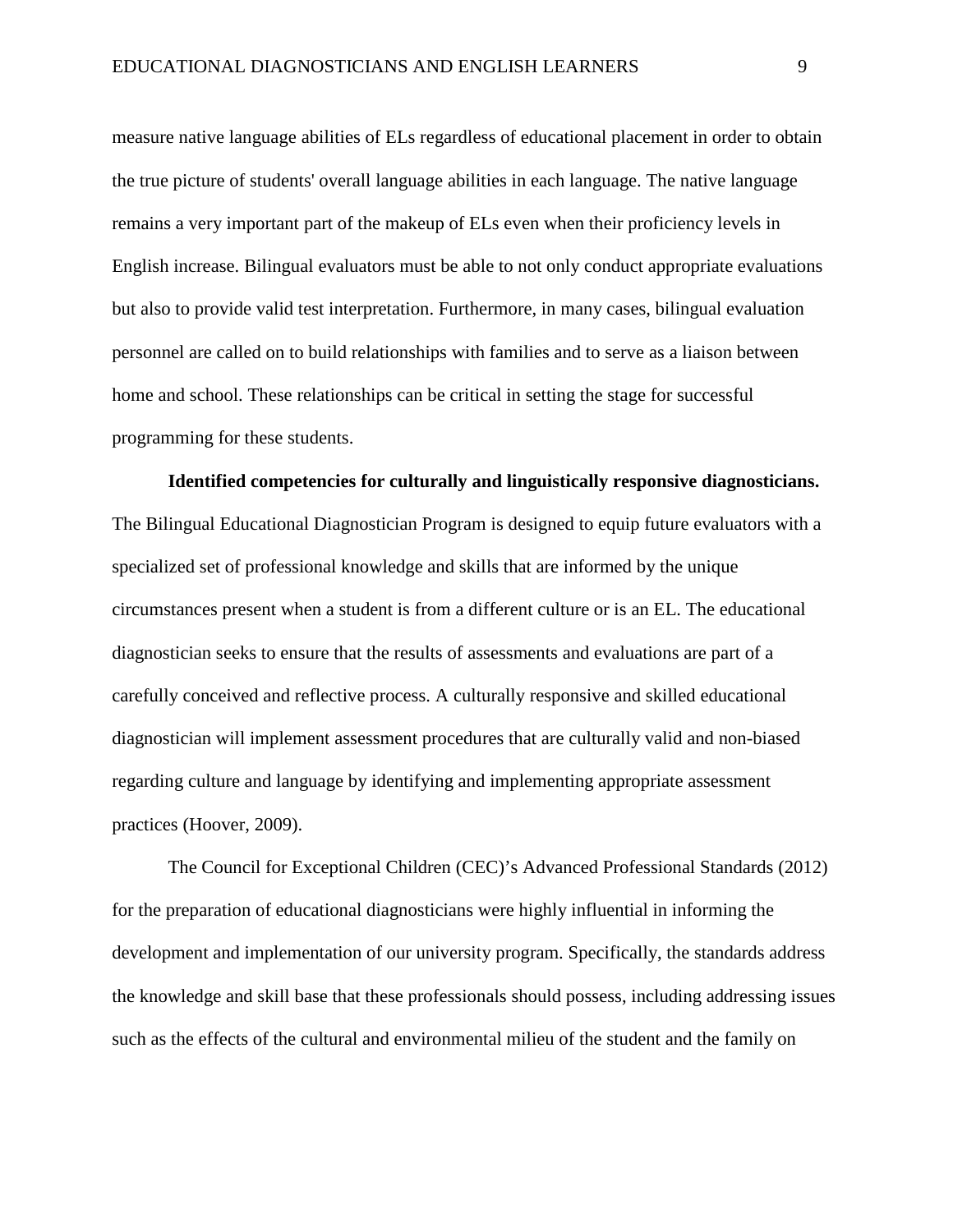measure native language abilities of ELs regardless of educational placement in order to obtain the true picture of students' overall language abilities in each language. The native language remains a very important part of the makeup of ELs even when their proficiency levels in English increase. Bilingual evaluators must be able to not only conduct appropriate evaluations but also to provide valid test interpretation. Furthermore, in many cases, bilingual evaluation personnel are called on to build relationships with families and to serve as a liaison between home and school. These relationships can be critical in setting the stage for successful programming for these students.

**Identified competencies for culturally and linguistically responsive diagnosticians.** The Bilingual Educational Diagnostician Program is designed to equip future evaluators with a specialized set of professional knowledge and skills that are informed by the unique circumstances present when a student is from a different culture or is an EL. The educational diagnostician seeks to ensure that the results of assessments and evaluations are part of a carefully conceived and reflective process. A culturally responsive and skilled educational diagnostician will implement assessment procedures that are culturally valid and non-biased regarding culture and language by identifying and implementing appropriate assessment practices (Hoover, 2009).

The Council for Exceptional Children (CEC)'s Advanced Professional Standards (2012) for the preparation of educational diagnosticians were highly influential in informing the development and implementation of our university program. Specifically, the standards address the knowledge and skill base that these professionals should possess, including addressing issues such as the effects of the cultural and environmental milieu of the student and the family on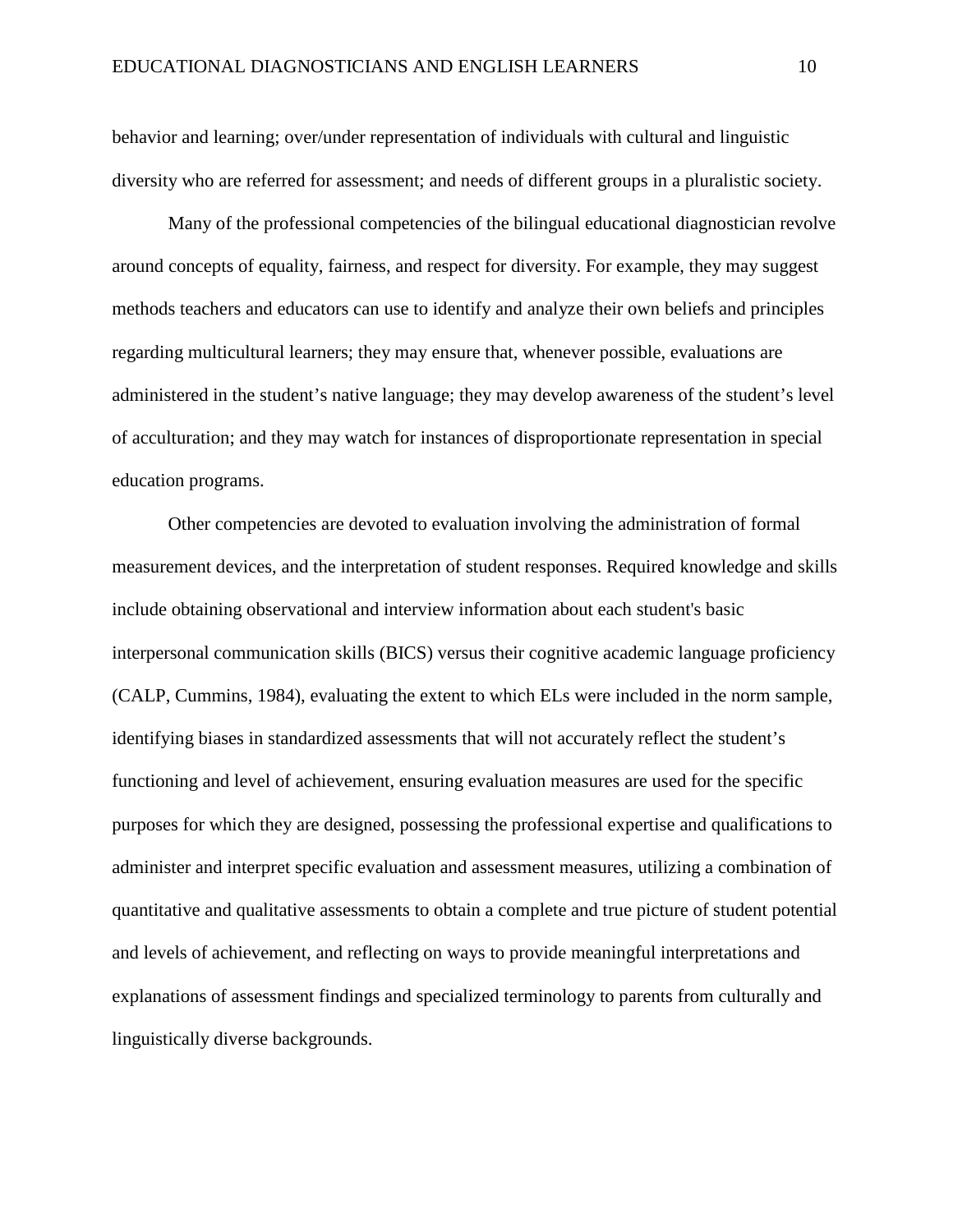behavior and learning; over/under representation of individuals with cultural and linguistic diversity who are referred for assessment; and needs of different groups in a pluralistic society.

Many of the professional competencies of the bilingual educational diagnostician revolve around concepts of equality, fairness, and respect for diversity. For example, they may suggest methods teachers and educators can use to identify and analyze their own beliefs and principles regarding multicultural learners; they may ensure that, whenever possible, evaluations are administered in the student's native language; they may develop awareness of the student's level of acculturation; and they may watch for instances of disproportionate representation in special education programs.

Other competencies are devoted to evaluation involving the administration of formal measurement devices, and the interpretation of student responses. Required knowledge and skills include obtaining observational and interview information about each student's basic interpersonal communication skills (BICS) versus their cognitive academic language proficiency (CALP, Cummins, 1984), evaluating the extent to which ELs were included in the norm sample, identifying biases in standardized assessments that will not accurately reflect the student's functioning and level of achievement, ensuring evaluation measures are used for the specific purposes for which they are designed, possessing the professional expertise and qualifications to administer and interpret specific evaluation and assessment measures, utilizing a combination of quantitative and qualitative assessments to obtain a complete and true picture of student potential and levels of achievement, and reflecting on ways to provide meaningful interpretations and explanations of assessment findings and specialized terminology to parents from culturally and linguistically diverse backgrounds.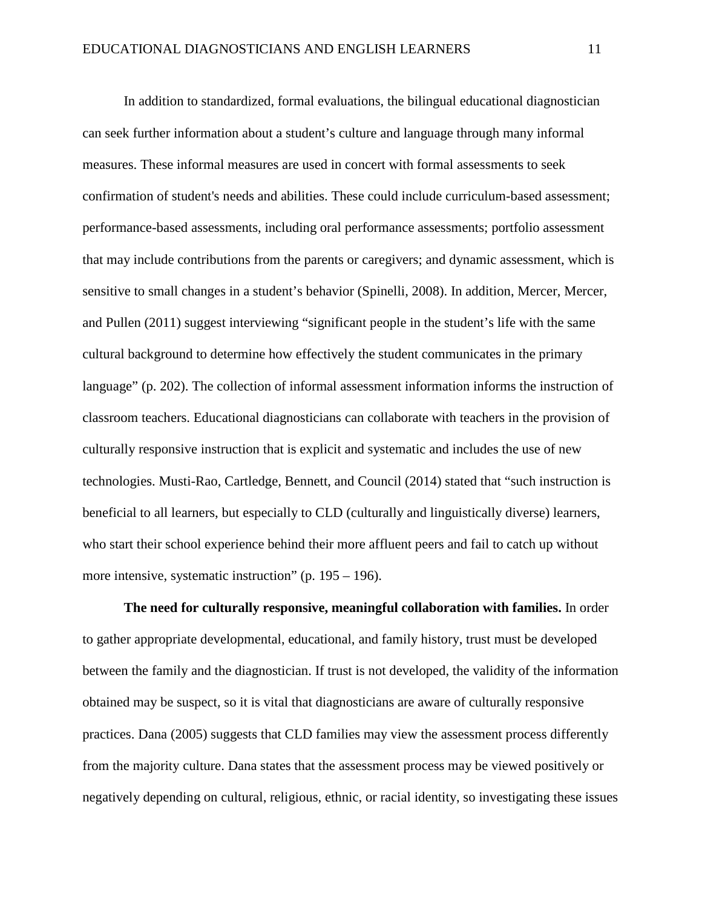In addition to standardized, formal evaluations, the bilingual educational diagnostician can seek further information about a student's culture and language through many informal measures. These informal measures are used in concert with formal assessments to seek confirmation of student's needs and abilities. These could include curriculum-based assessment; performance-based assessments, including oral performance assessments; portfolio assessment that may include contributions from the parents or caregivers; and dynamic assessment, which is sensitive to small changes in a student's behavior (Spinelli, 2008). In addition, Mercer, Mercer, and Pullen (2011) suggest interviewing "significant people in the student's life with the same cultural background to determine how effectively the student communicates in the primary language" (p. 202). The collection of informal assessment information informs the instruction of classroom teachers. Educational diagnosticians can collaborate with teachers in the provision of culturally responsive instruction that is explicit and systematic and includes the use of new technologies. Musti-Rao, Cartledge, Bennett, and Council (2014) stated that "such instruction is beneficial to all learners, but especially to CLD (culturally and linguistically diverse) learners, who start their school experience behind their more affluent peers and fail to catch up without more intensive, systematic instruction" (p. 195 – 196).

**The need for culturally responsive, meaningful collaboration with families.** In order to gather appropriate developmental, educational, and family history, trust must be developed between the family and the diagnostician. If trust is not developed, the validity of the information obtained may be suspect, so it is vital that diagnosticians are aware of culturally responsive practices. Dana (2005) suggests that CLD families may view the assessment process differently from the majority culture. Dana states that the assessment process may be viewed positively or negatively depending on cultural, religious, ethnic, or racial identity, so investigating these issues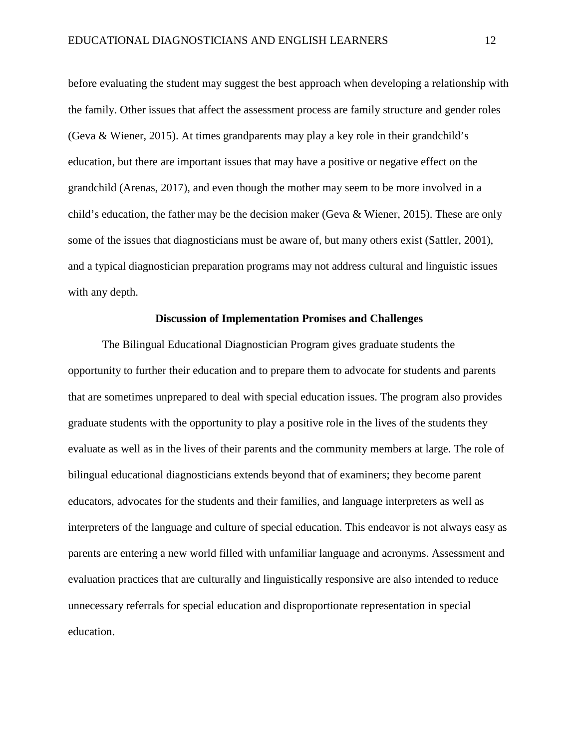before evaluating the student may suggest the best approach when developing a relationship with the family. Other issues that affect the assessment process are family structure and gender roles (Geva & Wiener, 2015). At times grandparents may play a key role in their grandchild's education, but there are important issues that may have a positive or negative effect on the grandchild (Arenas, 2017), and even though the mother may seem to be more involved in a child's education, the father may be the decision maker (Geva & Wiener, 2015). These are only some of the issues that diagnosticians must be aware of, but many others exist (Sattler, 2001), and a typical diagnostician preparation programs may not address cultural and linguistic issues with any depth.

## Discussion of Implementation Promises and Challenges

The Bilingual Educational Diagnostician Program gives graduate students the opportunity to further their education and to prepare them to advocate for students and parents that are sometimes unprepared to deal with special education issues. The program also provides graduate students with the opportunity to play a positive role in the lives of the students they evaluate as well as in the lives of their parents and the community members at large. The role of bilingual educational diagnosticians extends beyond that of examiners; they become parent educators, advocates for the students and their families, and language interpreters as well as interpreters of the language and culture of special education. This endeavor is not always easy as parents are entering a new world filled with unfamiliar language and acronyms. Assessment and evaluation practices that are culturally and linguistically responsive are also intended to reduce unnecessary referrals for special education and disproportionate representation in special education.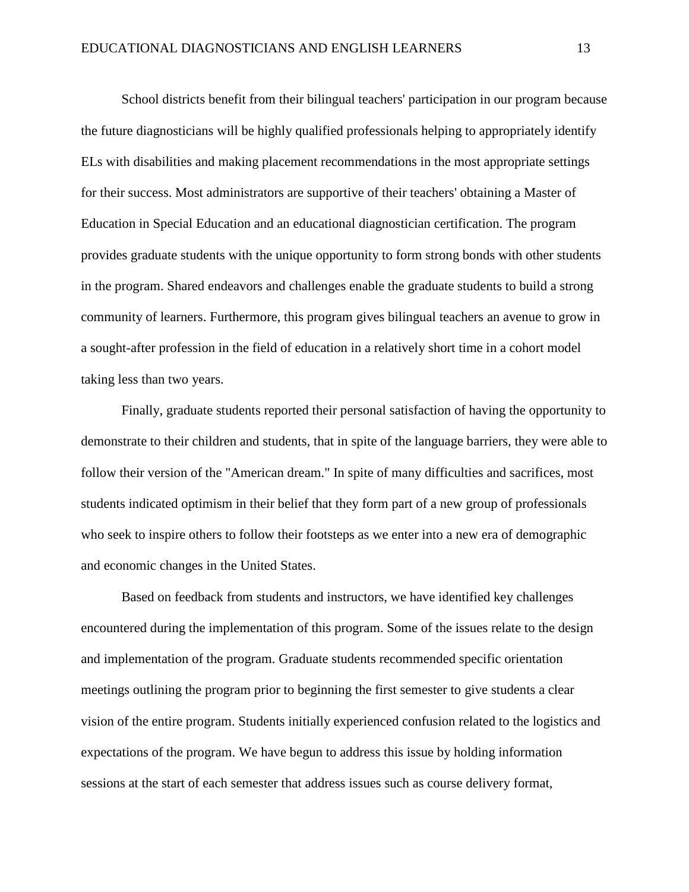School districts benefit from their bilingual teachers' participation in our program because the future diagnosticians will be highly qualified professionals helping to appropriately identify ELs with disabilities and making placement recommendations in the most appropriate settings for their success. Most administrators are supportive of their teachers' obtaining a Master of Education in Special Education and an educational diagnostician certification. The program provides graduate students with the unique opportunity to form strong bonds with other students in the program. Shared endeavors and challenges enable the graduate students to build a strong community of learners. Furthermore, this program gives bilingual teachers an avenue to grow in a sought-after profession in the field of education in a relatively short time in a cohort model taking less than two years.

Finally, graduate students reported their personal satisfaction of having the opportunity to demonstrate to their children and students, that in spite of the language barriers, they were able to follow their version of the "American dream." In spite of many difficulties and sacrifices, most students indicated optimism in their belief that they form part of a new group of professionals who seek to inspire others to follow their footsteps as we enter into a new era of demographic and economic changes in the United States.

Based on feedback from students and instructors, we have identified key challenges encountered during the implementation of this program. Some of the issues relate to the design and implementation of the program. Graduate students recommended specific orientation meetings outlining the program prior to beginning the first semester to give students a clear vision of the entire program. Students initially experienced confusion related to the logistics and expectations of the program. We have begun to address this issue by holding information sessions at the start of each semester that address issues such as course delivery format,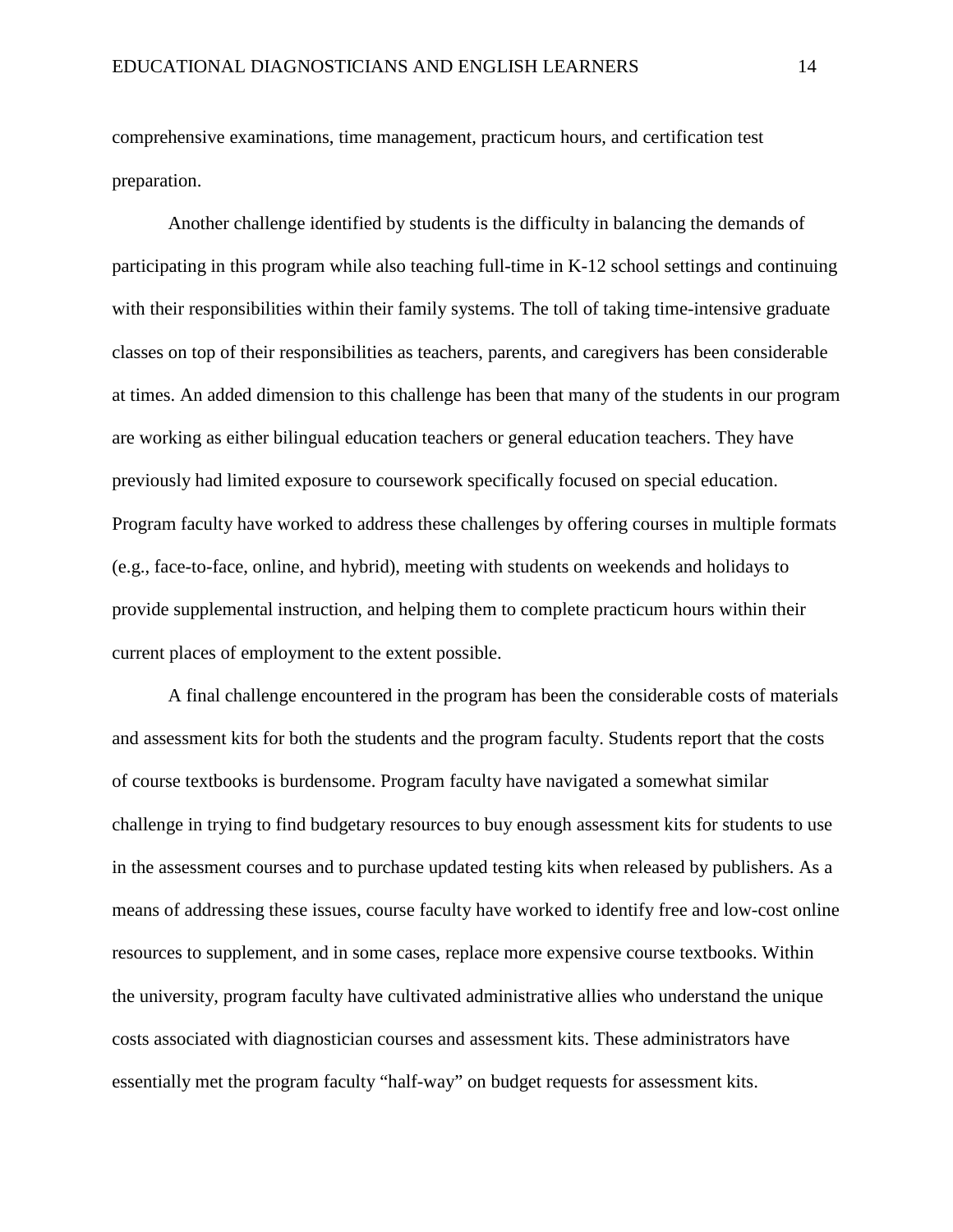comprehensive examinations, time management, practicum hours, and certification test preparation.

Another challenge identified by students is the difficulty in balancing the demands of participating in this program while also teaching full-time in K-12 school settings and continuing with their responsibilities within their family systems. The toll of taking time-intensive graduate classes on top of their responsibilities as teachers, parents, and caregivers has been considerable at times. An added dimension to this challenge has been that many of the students in our program are working as either bilingual education teachers or general education teachers. They have previously had limited exposure to coursework specifically focused on special education. Program faculty have worked to address these challenges by offering courses in multiple formats (e.g., face-to-face, online, and hybrid), meeting with students on weekends and holidays to provide supplemental instruction, and helping them to complete practicum hours within their current places of employment to the extent possible.

A final challenge encountered in the program has been the considerable costs of materials and assessment kits for both the students and the program faculty. Students report that the costs of course textbooks is burdensome. Program faculty have navigated a somewhat similar challenge in trying to find budgetary resources to buy enough assessment kits for students to use in the assessment courses and to purchase updated testing kits when released by publishers. As a means of addressing these issues, course faculty have worked to identify free and low-cost online resources to supplement, and in some cases, replace more expensive course textbooks. Within the university, program faculty have cultivated administrative allies who understand the unique costs associated with diagnostician courses and assessment kits. These administrators have essentially met the program faculty "half-way" on budget requests for assessment kits.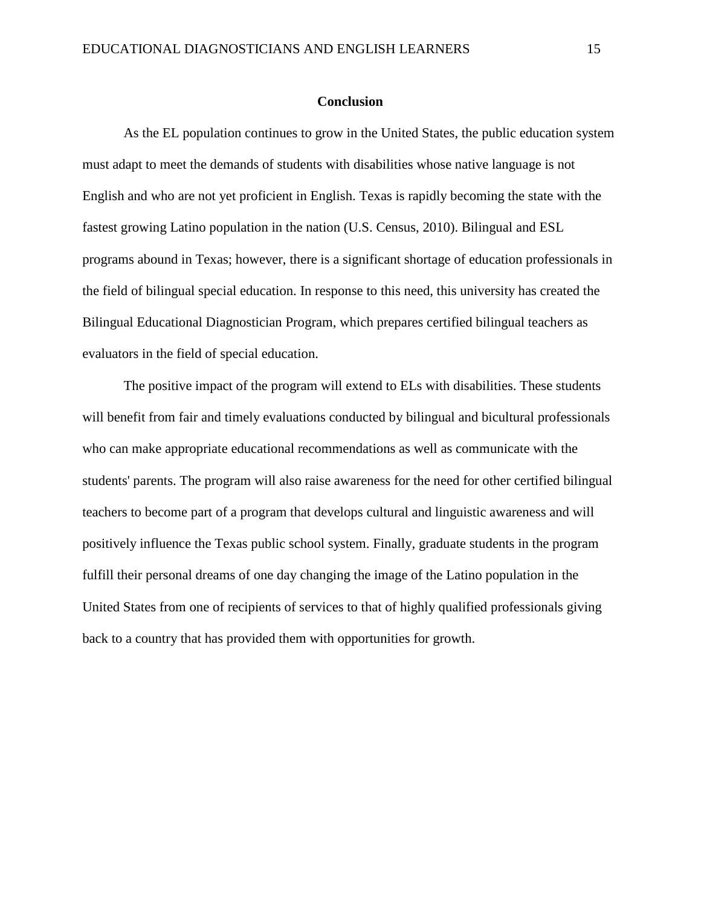## Conclusion

As the EL population continues to grow in the United States, the public education system must adapt to meet the demands of students with disabilities whose native language is not English and who are not yet proficient in English. Texas is rapidly becoming the state with the fastest growing Latino population in the nation (U.S. Census, 2010). Bilingual and ESL programs abound in Texas; however, there is a significant shortage of education professionals in the field of bilingual special education. In response to this need, this university has created the Bilingual Educational Diagnostician Program, which prepares certified bilingual teachers as evaluators in the field of special education.

The positive impact of the program will extend to ELs with disabilities. These students will benefit from fair and timely evaluations conducted by bilingual and bicultural professionals who can make appropriate educational recommendations as well as communicate with the students' parents. The program will also raise awareness for the need for other certified bilingual teachers to become part of a program that develops cultural and linguistic awareness and will positively influence the Texas public school system. Finally, graduate students in the program fulfill their personal dreams of one day changing the image of the Latino population in the United States from one of recipients of services to that of highly qualified professionals giving back to a country that has provided them with opportunities for growth.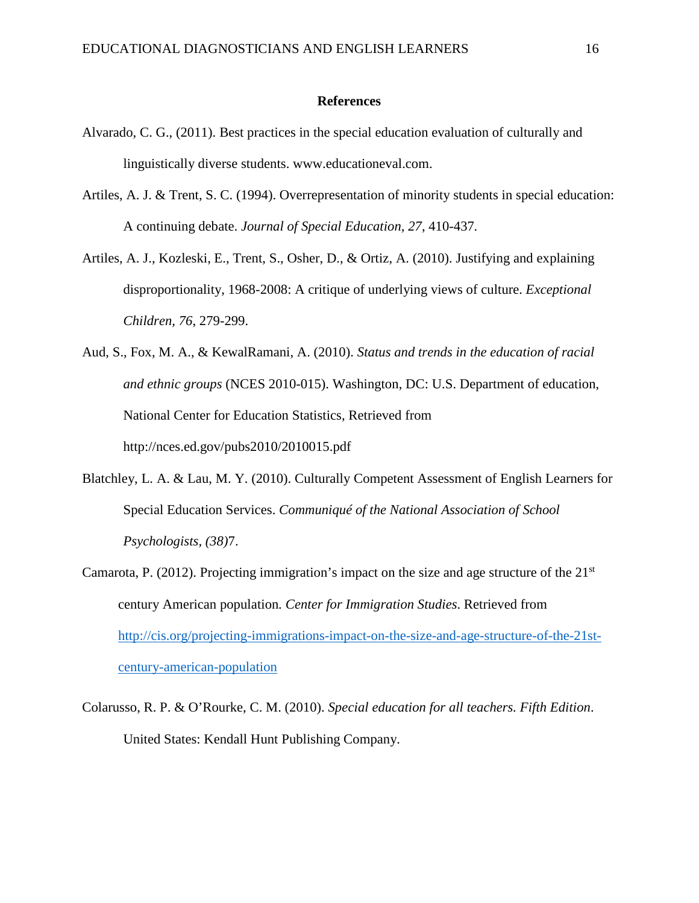# References

Alvarado, C. G., (2011). Best practices in the special education evaluation of culturally and linguistically diverse students. www.educationeval.com.

Artiles, A. J. & Trent, S. C. (1994). Overrepresentation of minority students in special education: A continuing debate. *Journal of Special Education, 27,* 410-437.

Artiles, A. J., Kozleski, E., Trent, S., Osher, D., & Ortiz, A. (2010). Justifying and explaining disproportionality, 1968-2008: A critique of underlying views of culture. *Exceptional Children, 76,* 279-299.

Aud, S., Fox, M. A., & KewalRamani, A. (2010). *Status and trends in the education of racial and ethnic groups* (NCES 2010-015). Washington, DC: U.S. Department of education, National Center for Education Statistics, Retrieved from http://nces.ed.gov/pubs2010/2010015.pdf

Blatchley, L. A. & Lau, M. Y. (2010). Culturally Competent Assessment of English Learners for Special Education Services. *Communiqué of the National Association of School Psychologists, (38)*7.

Camarota, P. (2012). Projecting immigration's impact on the size and age structure of the 21st century American population. *Center for Immigration Studies*. Retrieved from http://cis.org/projecting-immigrations-impact-on-the-size-and-age-structure-of-the-21st-century-american-population

Colarusso, R. P. & O'Rourke, C. M. (2010). *Special education for all teachers. Fifth Edition*. United States: Kendall Hunt Publishing Company.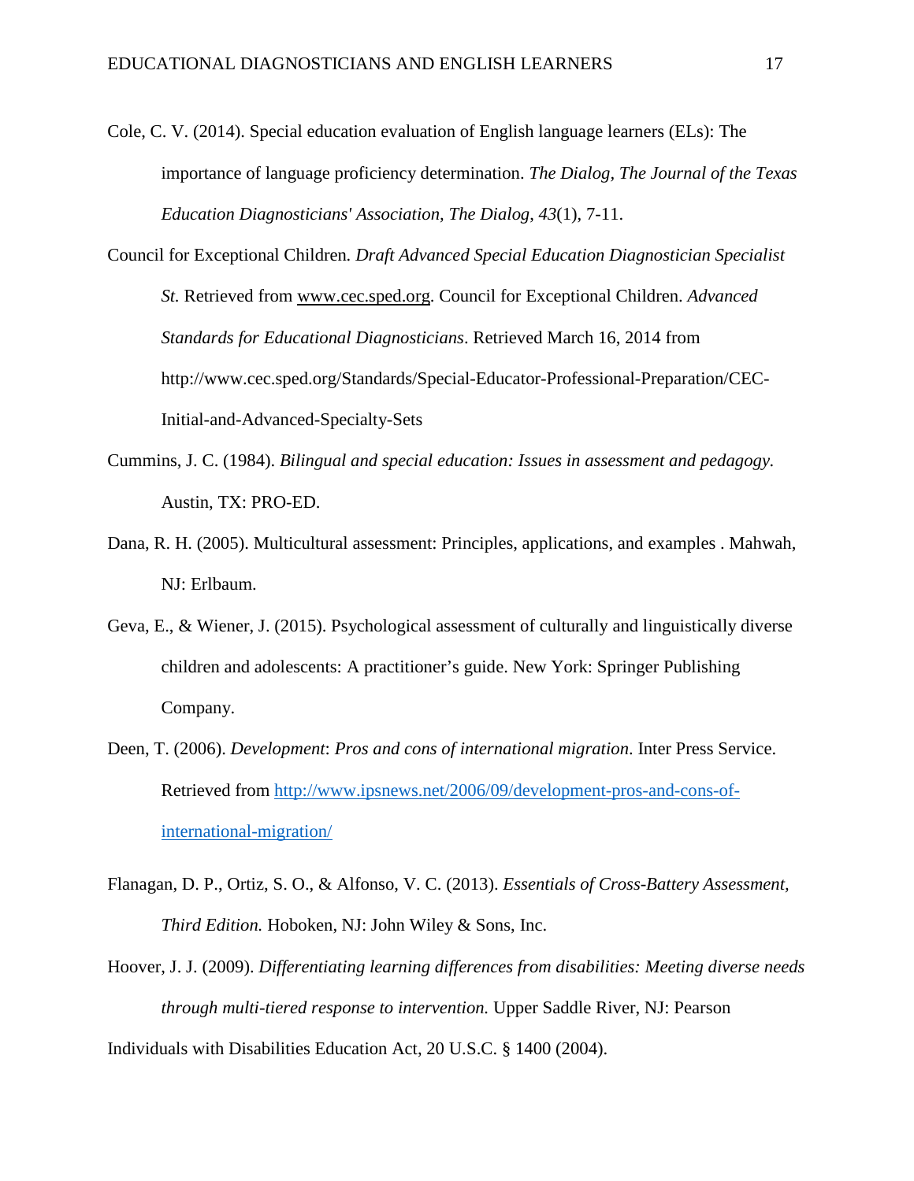Cole, C. V. (2014). Special education evaluation of English language learners (ELs): The importance of language proficiency determination. *The Dialog, The Journal of the Texas Education Diagnosticians' Association, The Dialog*, *43*(1), 7-11.

Council for Exceptional Children*. Draft Advanced Special Education Diagnostician Specialist St.* Retrieved from www.cec.sped.org. Council for Exceptional Children. *Advanced Standards for Educational Diagnosticians*. Retrieved March 16, 2014 from http://www.cec.sped.org/Standards/Special-Educator-Professional-Preparation/CEC-Initial-and-Advanced-Specialty-Sets

Cummins, J. C. (1984). *Bilingual and special education: Issues in assessment and pedagogy.* Austin, TX: PRO-ED.

Dana, R. H. (2005). Multicultural assessment: Principles, applications, and examples . Mahwah, NJ: Erlbaum.

Geva, E., & Wiener, J. (2015). Psychological assessment of culturally and linguistically diverse children and adolescents: A practitioner's guide. New York: Springer Publishing Company.

Deen, T. (2006). *Development*: *Pros and cons of international migration*. Inter Press Service. Retrieved from http://www.ipsnews.net/2006/09/development-pros-and-cons-of-international-migration/

Flanagan, D. P., Ortiz, S. O., & Alfonso, V. C. (2013). *Essentials of Cross-Battery Assessment, Third Edition.* Hoboken, NJ: John Wiley & Sons, Inc.

Hoover, J. J. (2009). *Differentiating learning differences from disabilities: Meeting diverse needs through multi-tiered response to intervention.* Upper Saddle River, NJ: Pearson

Individuals with Disabilities Education Act, 20 U.S.C. § 1400 (2004).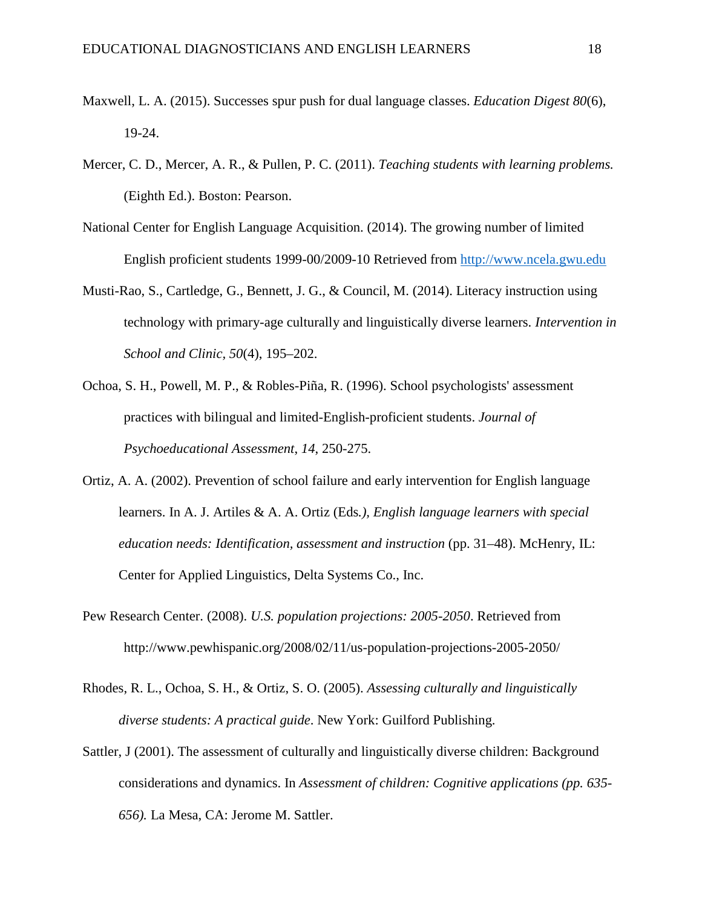Maxwell, L. A. (2015). Successes spur push for dual language classes. *Education Digest 80*(6), 19-24.

Mercer, C. D., Mercer, A. R., & Pullen, P. C. (2011). *Teaching students with learning problems.* (Eighth Ed.). Boston: Pearson.

National Center for English Language Acquisition. (2014). The growing number of limited English proficient students 1999-00/2009-10 Retrieved from http://www.ncela.gwu.edu

Musti-Rao, S., Cartledge, G., Bennett, J. G., & Council, M. (2014). Literacy instruction using technology with primary-age culturally and linguistically diverse learners. *Intervention in School and Clinic, 50*(4), 195–202.

Ochoa, S. H., Powell, M. P., & Robles-Piña, R. (1996). School psychologists' assessment practices with bilingual and limited-English-proficient students. *Journal of Psychoeducational Assessment*, *14*, 250-275.

Ortiz, A. A. (2002). Prevention of school failure and early intervention for English language learners. In A. J. Artiles & A. A. Ortiz (Eds*.), English language learners with special education needs: Identification, assessment and instruction* (pp. 31–48). McHenry, IL: Center for Applied Linguistics, Delta Systems Co., Inc.

Pew Research Center. (2008). *U.S. population projections: 2005-2050*. Retrieved from http://www.pewhispanic.org/2008/02/11/us-population-projections-2005-2050/

Rhodes, R. L., Ochoa, S. H., & Ortiz, S. O. (2005). *Assessing culturally and linguistically diverse students: A practical guide*. New York: Guilford Publishing.

Sattler, J (2001). The assessment of culturally and linguistically diverse children: Background considerations and dynamics. In *Assessment of children: Cognitive applications (pp. 635-656).* La Mesa, CA: Jerome M. Sattler.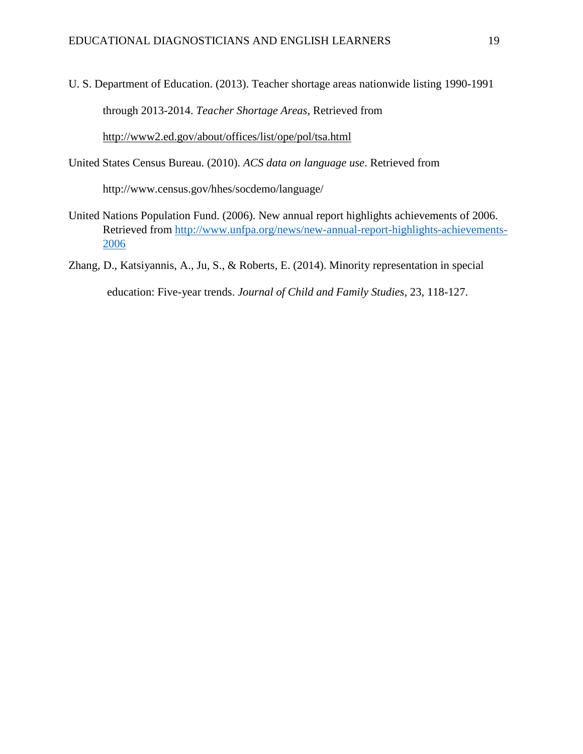U. S. Department of Education. (2013). Teacher shortage areas nationwide listing 1990-1991 through 2013-2014. *Teacher Shortage Areas*, Retrieved from http://www2.ed.gov/about/offices/list/ope/pol/tsa.html

United States Census Bureau. (2010). *ACS data on language use*. Retrieved from http://www.census.gov/hhes/socdemo/language/

United Nations Population Fund. (2006). New annual report highlights achievements of 2006. Retrieved from http://www.unfpa.org/news/new-annual-report-highlights-achievements-2006

Zhang, D., Katsiyannis, A., Ju, S., & Roberts, E. (2014). Minority representation in special education: Five-year trends. *Journal of Child and Family Studies,* 23, 118-127.